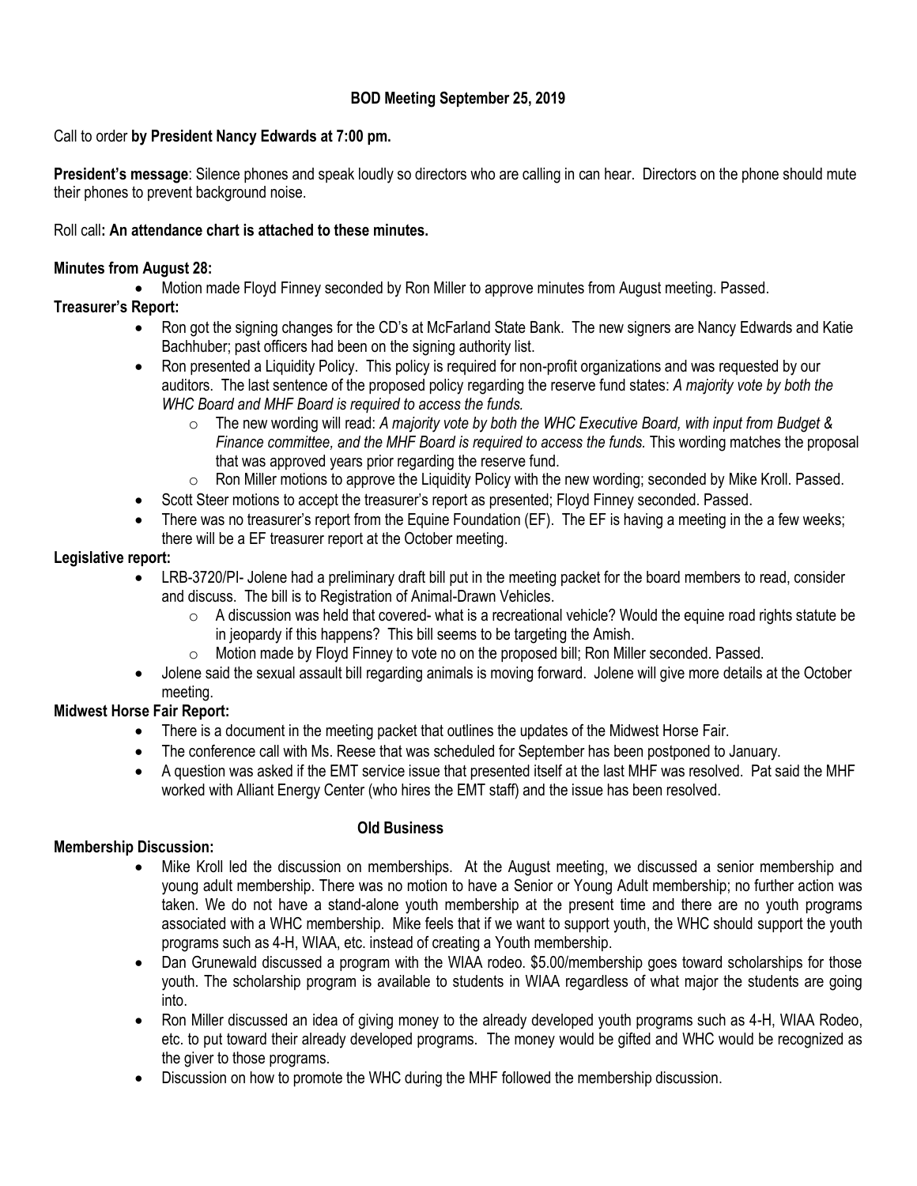# BOD Meeting September 25, 2019

Call to order **by President Nancy Edwards at 7:00 pm.**

**President's message**: Silence phones and speak loudly so directors who are calling in can hear. Directors on the phone should mute their phones to prevent background noise.

Roll call**: An attendance chart is attached to these minutes.**

**Minutes from August 28:**

- Motion made Floyd Finney seconded by Ron Miller to approve minutes from August meeting. Passed.

**Treasurer's Report:**

- Ron got the signing changes for the CD's at McFarland State Bank. The new signers are Nancy Edwards and Katie Bachhuber; past officers had been on the signing authority list.
- Ron presented a Liquidity Policy. This policy is required for non-profit organizations and was requested by our auditors. The last sentence of the proposed policy regarding the reserve fund states: *A majority vote by both the WHC Board and MHF Board is required to access the funds.*
  - The new wording will read: *A majority vote by both the WHC Executive Board, with input from Budget & Finance committee, and the MHF Board is required to access the funds.* This wording matches the proposal that was approved years prior regarding the reserve fund.
  - Ron Miller motions to approve the Liquidity Policy with the new wording; seconded by Mike Kroll. Passed.
- Scott Steer motions to accept the treasurer's report as presented; Floyd Finney seconded. Passed.
- There was no treasurer's report from the Equine Foundation (EF). The EF is having a meeting in the a few weeks; there will be a EF treasurer report at the October meeting.

**Legislative report:**

- LRB-3720/PI- Jolene had a preliminary draft bill put in the meeting packet for the board members to read, consider and discuss. The bill is to Registration of Animal-Drawn Vehicles.
  - A discussion was held that covered- what is a recreational vehicle? Would the equine road rights statute be in jeopardy if this happens? This bill seems to be targeting the Amish.
  - Motion made by Floyd Finney to vote no on the proposed bill; Ron Miller seconded. Passed.
- Jolene said the sexual assault bill regarding animals is moving forward. Jolene will give more details at the October meeting.

**Midwest Horse Fair Report:**

- There is a document in the meeting packet that outlines the updates of the Midwest Horse Fair.
- The conference call with Ms. Reese that was scheduled for September has been postponed to January.
- A question was asked if the EMT service issue that presented itself at the last MHF was resolved. Pat said the MHF worked with Alliant Energy Center (who hires the EMT staff) and the issue has been resolved.

## Old Business

**Membership Discussion:**

- Mike Kroll led the discussion on memberships. At the August meeting, we discussed a senior membership and young adult membership. There was no motion to have a Senior or Young Adult membership; no further action was taken. We do not have a stand-alone youth membership at the present time and there are no youth programs associated with a WHC membership. Mike feels that if we want to support youth, the WHC should support the youth programs such as 4-H, WIAA, etc. instead of creating a Youth membership.
- Dan Grunewald discussed a program with the WIAA rodeo. $5.00/membership goes toward scholarships for those youth. The scholarship program is available to students in WIAA regardless of what major the students are going into.
- Ron Miller discussed an idea of giving money to the already developed youth programs such as 4-H, WIAA Rodeo, etc. to put toward their already developed programs. The money would be gifted and WHC would be recognized as the giver to those programs.
- Discussion on how to promote the WHC during the MHF followed the membership discussion.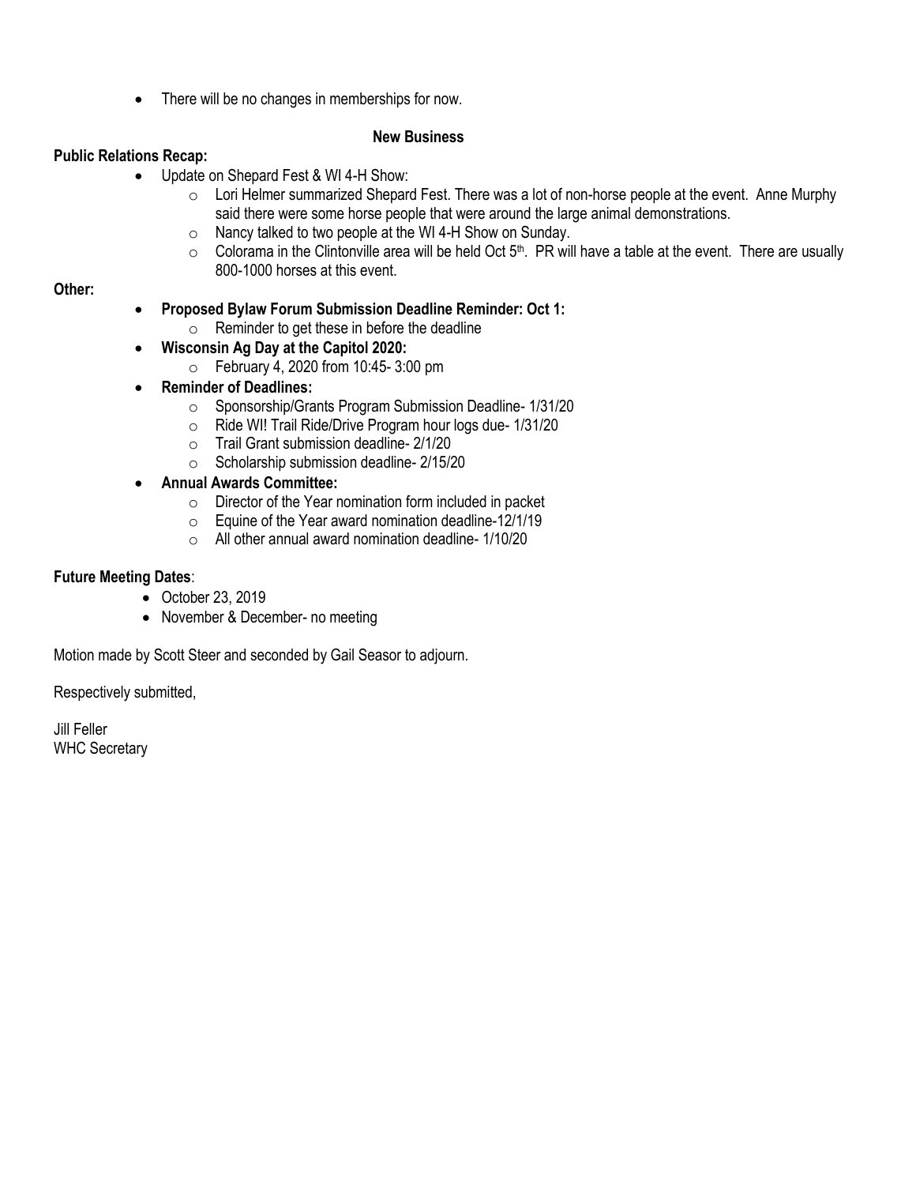- There will be no changes in memberships for now.

## New Business

**Public Relations Recap:**

- Update on Shepard Fest & WI 4-H Show:
  - Lori Helmer summarized Shepard Fest. There was a lot of non-horse people at the event. Anne Murphy said there were some horse people that were around the large animal demonstrations.
  - Nancy talked to two people at the WI 4-H Show on Sunday.
  - Colorama in the Clintonville area will be held Oct 5th. PR will have a table at the event. There are usually 800-1000 horses at this event.

**Other:**

- **Proposed Bylaw Forum Submission Deadline Reminder: Oct 1:**
  - Reminder to get these in before the deadline
- **Wisconsin Ag Day at the Capitol 2020:**
  - February 4, 2020 from 10:45- 3:00 pm
- **Reminder of Deadlines:**
  - Sponsorship/Grants Program Submission Deadline- 1/31/20
  - Ride WI! Trail Ride/Drive Program hour logs due- 1/31/20
  - Trail Grant submission deadline- 2/1/20
  - Scholarship submission deadline- 2/15/20
- **Annual Awards Committee:**
  - Director of the Year nomination form included in packet
  - Equine of the Year award nomination deadline-12/1/19
  - All other annual award nomination deadline- 1/10/20

**Future Meeting Dates**:

- October 23, 2019
- November & December- no meeting

Motion made by Scott Steer and seconded by Gail Seasor to adjourn.

Respectively submitted,

Jill Feller
WHC Secretary